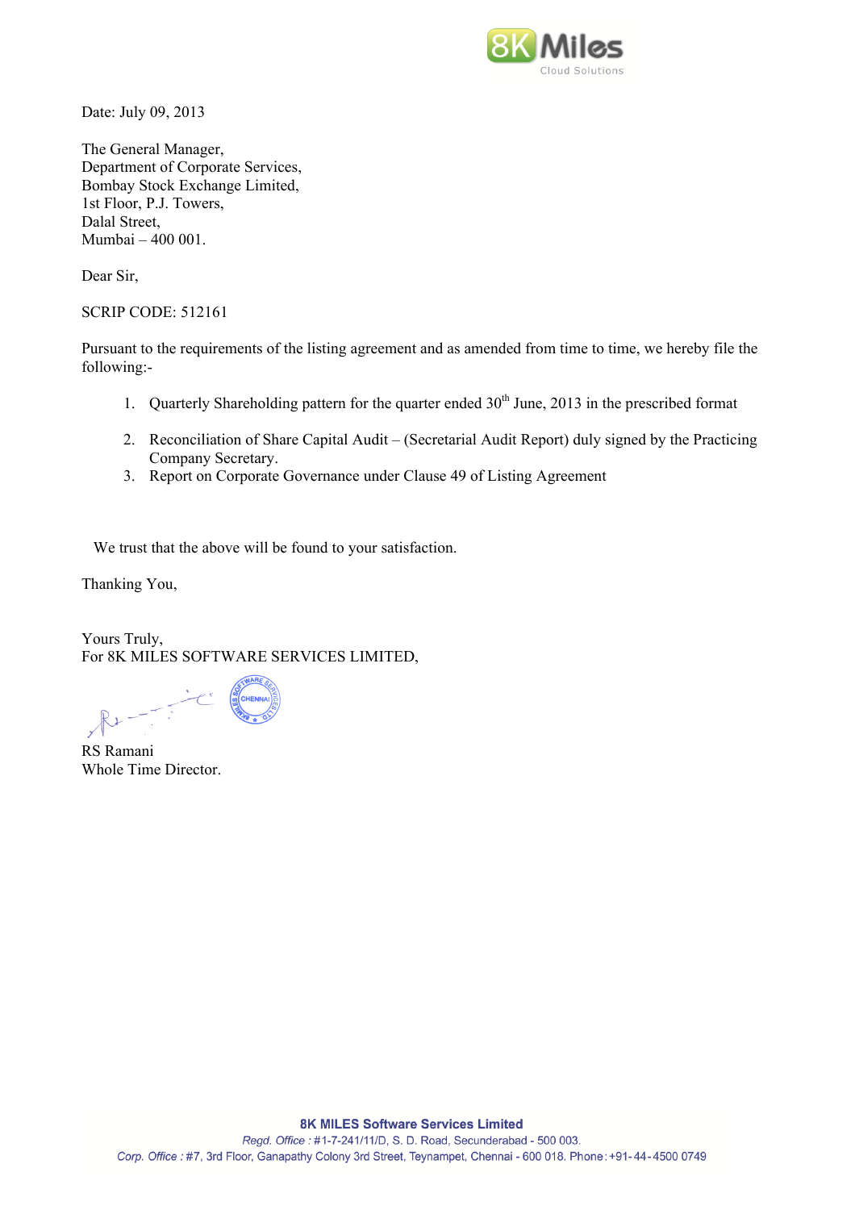Date: July 09, 2013

The General Manager,
Department of Corporate Services,
Bombay Stock Exchange Limited,
1st Floor, P.J. Towers,
Dalal Street,
Mumbai – 400 001.

Dear Sir,

SCRIP CODE: 512161

Pursuant to the requirements of the listing agreement and as amended from time to time, we hereby file the following:-

1. Quarterly Shareholding pattern for the quarter ended 30th June, 2013 in the prescribed format
2. Reconciliation of Share Capital Audit – (Secretarial Audit Report) duly signed by the Practicing Company Secretary.
3. Report on Corporate Governance under Clause 49 of Listing Agreement

We trust that the above will be found to your satisfaction.

Thanking You,

Yours Truly,
For 8K MILES SOFTWARE SERVICES LIMITED,

RS Ramani
Whole Time Director.

**8K MILES Software Services Limited**
*Regd. Office :* #1-7-241/11/D, S. D. Road, Secunderabad - 500 003.
*Corp. Office :* #7, 3rd Floor, Ganapathy Colony 3rd Street, Teynampet, Chennai - 600 018. Phone: +91-44-4500 0749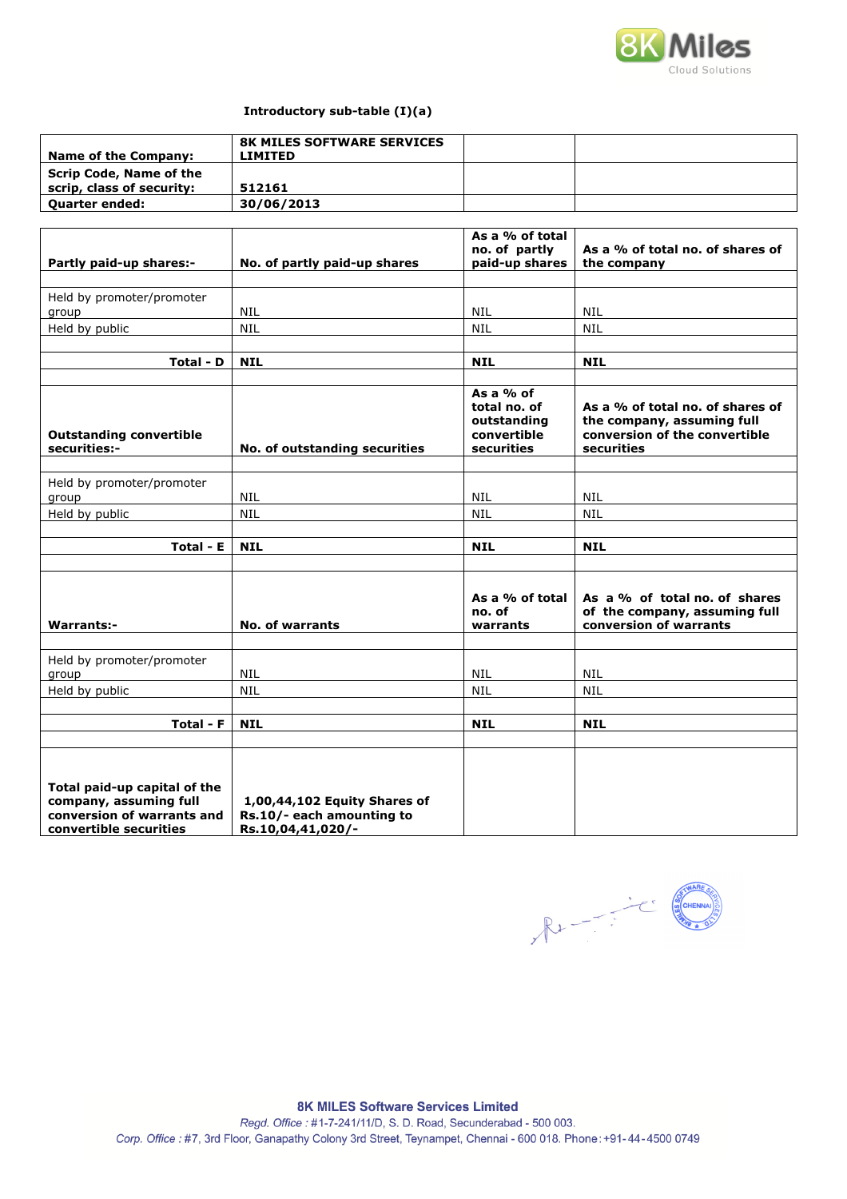### Introductory sub-table (I)(a)

| | | | |
|---|---|---|---|
| **Name of the Company:** | **8K MILES SOFTWARE SERVICES LIMITED** | | |
| **Scrip Code, Name of the scrip, class of security:** | **512161** | | |
| **Quarter ended:** | **30/06/2013** | | |

| **Partly paid-up shares:-** | **No. of partly paid-up shares** | **As a % of total no. of partly paid-up shares** | **As a % of total no. of shares of the company** |
|---|---|---|---|
| | | | |
| Held by promoter/promoter group | NIL | NIL | NIL |
| Held by public | NIL | NIL | NIL |
| | | | |
| **Total - D** | **NIL** | **NIL** | **NIL** |
| | | | |
| **Outstanding convertible securities:-** | **No. of outstanding securities** | **As a % of total no. of outstanding convertible securities** | **As a % of total no. of shares of the company, assuming full conversion of the convertible securities** |
| | | | |
| Held by promoter/promoter group | NIL | NIL | NIL |
| Held by public | NIL | NIL | NIL |
| | | | |
| **Total - E** | **NIL** | **NIL** | **NIL** |
| | | | |
| **Warrants:-** | **No. of warrants** | **As a % of total no. of warrants** | **As a % of total no. of shares of the company, assuming full conversion of warrants** |
| | | | |
| Held by promoter/promoter group | NIL | NIL | NIL |
| Held by public | NIL | NIL | NIL |
| | | | |
| **Total - F** | **NIL** | **NIL** | **NIL** |
| | | | |
| **Total paid-up capital of the company, assuming full conversion of warrants and convertible securities** | **1,00,44,102 Equity Shares of Rs.10/- each amounting to Rs.10,04,41,020/-** | | |

**8K MILES Software Services Limited**
*Regd. Office :* #1-7-241/11/D, S. D. Road, Secunderabad - 500 003.
*Corp. Office :* #7, 3rd Floor, Ganapathy Colony 3rd Street, Teynampet, Chennai - 600 018. Phone: +91-44-4500 0749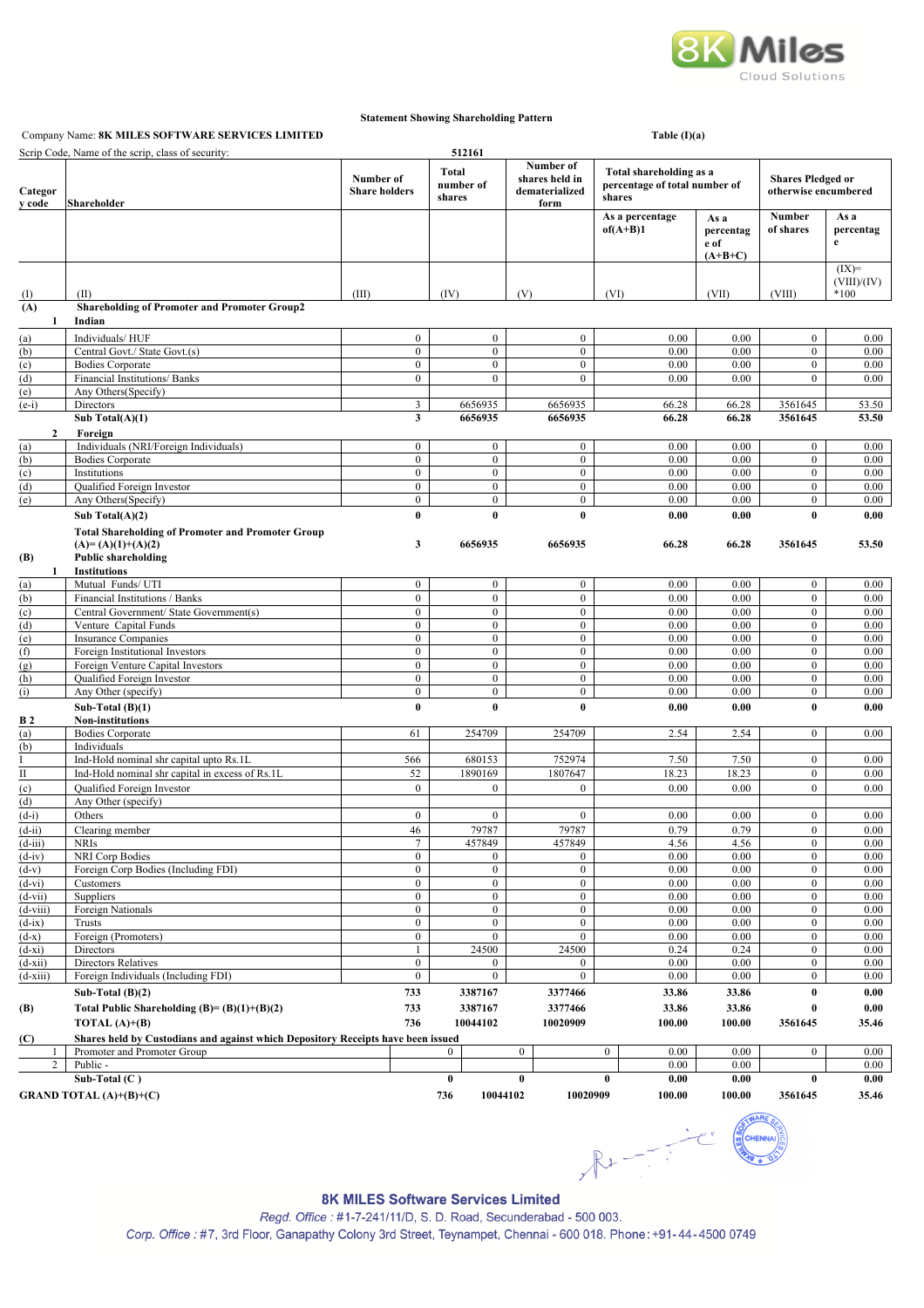**Statement Showing Shareholding Pattern**

Company Name: **8K MILES SOFTWARE SERVICES LIMITED**

**Table (I)(a)**

Scrip Code, Name of the scrip, class of security: **512161**

| Category code | Shareholder | Number of Share holders | Total number of shares | Number of shares held in dematerialized form | Total shareholding as a percentage of total number of shares | | Shares Pledged or otherwise encumbered | |
|---|---|---|---|---|---|---|---|---|
| | | | | | As a percentage of(A+B)1 | As a percentage of (A+B+C) | Number of shares | As a percentage |
| (I) | (II) | (III) | (IV) | (V) | (VI) | (VII) | (VIII) | (IX)= (VIII)/(IV) *100 |
| **(A)** | **Shareholding of Promoter and Promoter Group2** | | | | | | | |
| **1** | **Indian** | | | | | | | |
| (a) | Individuals/ HUF | 0 | 0 | 0 | 0.00 | 0.00 | 0 | 0.00 |
| (b) | Central Govt./ State Govt.(s) | 0 | 0 | 0 | 0.00 | 0.00 | 0 | 0.00 |
| (c) | Bodies Corporate | 0 | 0 | 0 | 0.00 | 0.00 | 0 | 0.00 |
| (d) | Financial Institutions/ Banks | 0 | 0 | 0 | 0.00 | 0.00 | 0 | 0.00 |
| (e) | Any Others(Specify) | | | | | | | |
| (e-i) | Directors | 3 | 6656935 | 6656935 | 66.28 | 66.28 | 3561645 | 53.50 |
| | **Sub Total(A)(1)** | **3** | **6656935** | **6656935** | **66.28** | **66.28** | **3561645** | **53.50** |
| **2** | **Foreign** | | | | | | | |
| (a) | Individuals (NRI/Foreign Individuals) | 0 | 0 | 0 | 0.00 | 0.00 | 0 | 0.00 |
| (b) | Bodies Corporate | 0 | 0 | 0 | 0.00 | 0.00 | 0 | 0.00 |
| (c) | Institutions | 0 | 0 | 0 | 0.00 | 0.00 | 0 | 0.00 |
| (d) | Qualified Foreign Investor | 0 | 0 | 0 | 0.00 | 0.00 | 0 | 0.00 |
| (e) | Any Others(Specify) | 0 | 0 | 0 | 0.00 | 0.00 | 0 | 0.00 |
| | **Sub Total(A)(2)** | **0** | **0** | **0** | **0.00** | **0.00** | **0** | **0.00** |
| | **Total Shareholding of Promoter and Promoter Group (A)= (A)(1)+(A)(2)** | **3** | **6656935** | **6656935** | **66.28** | **66.28** | **3561645** | **53.50** |
| **(B)** | **Public shareholding** | | | | | | | |
| **1** | **Institutions** | | | | | | | |
| (a) | Mutual Funds/ UTI | 0 | 0 | 0 | 0.00 | 0.00 | 0 | 0.00 |
| (b) | Financial Institutions / Banks | 0 | 0 | 0 | 0.00 | 0.00 | 0 | 0.00 |
| (c) | Central Government/ State Government(s) | 0 | 0 | 0 | 0.00 | 0.00 | 0 | 0.00 |
| (d) | Venture Capital Funds | 0 | 0 | 0 | 0.00 | 0.00 | 0 | 0.00 |
| (e) | Insurance Companies | 0 | 0 | 0 | 0.00 | 0.00 | 0 | 0.00 |
| (f) | Foreign Institutional Investors | 0 | 0 | 0 | 0.00 | 0.00 | 0 | 0.00 |
| (g) | Foreign Venture Capital Investors | 0 | 0 | 0 | 0.00 | 0.00 | 0 | 0.00 |
| (h) | Qualified Foreign Investor | 0 | 0 | 0 | 0.00 | 0.00 | 0 | 0.00 |
| (i) | Any Other (specify) | 0 | 0 | 0 | 0.00 | 0.00 | 0 | 0.00 |
| | **Sub-Total (B)(1)** | **0** | **0** | **0** | **0.00** | **0.00** | **0** | **0.00** |
| **B 2** | **Non-institutions** | | | | | | | |
| (a) | Bodies Corporate | 61 | 254709 | 254709 | 2.54 | 2.54 | 0 | 0.00 |
| (b) | Individuals | | | | | | | |
| I | Ind-Hold nominal shr capital upto Rs.1L | 566 | 680153 | 752974 | 7.50 | 7.50 | 0 | 0.00 |
| II | Ind-Hold nominal shr capital in excess of Rs.1L | 52 | 1890169 | 1807647 | 18.23 | 18.23 | 0 | 0.00 |
| (c) | Qualified Foreign Investor | 0 | 0 | 0 | 0.00 | 0.00 | 0 | 0.00 |
| (d) | Any Other (specify) | | | | | | | |
| (d-i) | Others | 0 | 0 | 0 | 0.00 | 0.00 | 0 | 0.00 |
| (d-ii) | Clearing member | 46 | 79787 | 79787 | 0.79 | 0.79 | 0 | 0.00 |
| (d-iii) | NRIs | 7 | 457849 | 457849 | 4.56 | 4.56 | 0 | 0.00 |
| (d-iv) | NRI Corp Bodies | 0 | 0 | 0 | 0.00 | 0.00 | 0 | 0.00 |
| (d-v) | Foreign Corp Bodies (Including FDI) | 0 | 0 | 0 | 0.00 | 0.00 | 0 | 0.00 |
| (d-vi) | Customers | 0 | 0 | 0 | 0.00 | 0.00 | 0 | 0.00 |
| (d-vii) | Suppliers | 0 | 0 | 0 | 0.00 | 0.00 | 0 | 0.00 |
| (d-viii) | Foreign Nationals | 0 | 0 | 0 | 0.00 | 0.00 | 0 | 0.00 |
| (d-ix) | Trusts | 0 | 0 | 0 | 0.00 | 0.00 | 0 | 0.00 |
| (d-x) | Foreign (Promoters) | 0 | 0 | 0 | 0.00 | 0.00 | 0 | 0.00 |
| (d-xi) | Directors | 1 | 24500 | 24500 | 0.24 | 0.24 | 0 | 0.00 |
| (d-xii) | Directors Relatives | 0 | 0 | 0 | 0.00 | 0.00 | 0 | 0.00 |
| (d-xiii) | Foreign Individuals (Including FDI) | 0 | 0 | 0 | 0.00 | 0.00 | 0 | 0.00 |
| | **Sub-Total (B)(2)** | **733** | **3387167** | **3377466** | **33.86** | **33.86** | **0** | **0.00** |
| **(B)** | **Total Public Shareholding (B)= (B)(1)+(B)(2)** | **733** | **3387167** | **3377466** | **33.86** | **33.86** | **0** | **0.00** |
| | **TOTAL (A)+(B)** | **736** | **10044102** | **10020909** | **100.00** | **100.00** | **3561645** | **35.46** |
| **(C)** | **Shares held by Custodians and against which Depository Receipts have been issued** | | | | | | | |
| 1 | Promoter and Promoter Group | 0 | 0 | 0 | 0.00 | 0.00 | 0 | 0.00 |
| 2 | Public - | | | | 0.00 | 0.00 | | 0.00 |
| | **Sub-Total (C )** | **0** | **0** | **0** | **0.00** | **0.00** | **0** | **0.00** |
| | **GRAND TOTAL (A)+(B)+(C)** | **736** | **10044102** | **10020909** | **100.00** | **100.00** | **3561645** | **35.46** |

**8K MILES Software Services Limited**

*Regd. Office : #1-7-241/11/D, S. D. Road, Secunderabad - 500 003.*

*Corp. Office : #7, 3rd Floor, Ganapathy Colony 3rd Street, Teynampet, Chennai - 600 018. Phone: +91-44-4500 0749*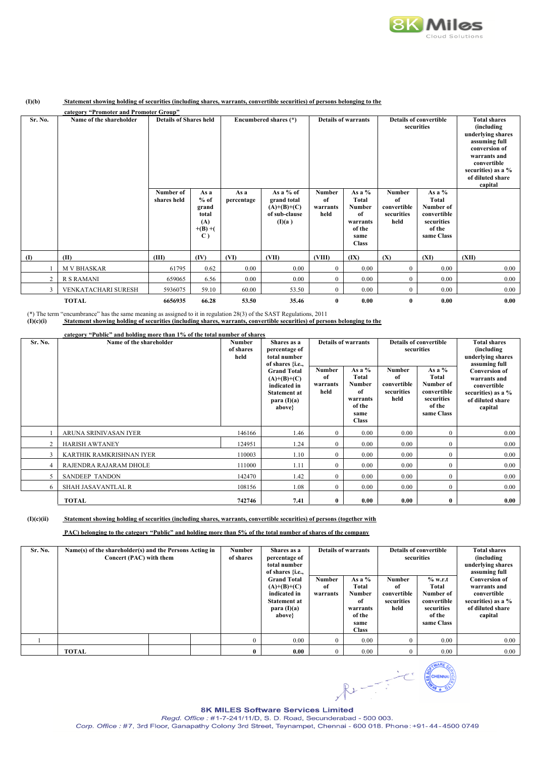**(I)(b)** **Statement showing holding of securities (including shares, warrants, convertible securities) of persons belonging to the category "Promoter and Promoter Group"**

| Sr. No. | Name of the shareholder | Details of Shares held | | Encumbered shares (*) | | Details of warrants | | Details of convertible securities | | Total shares (including underlying shares assuming full conversion of warrants and convertible securities) as a % of diluted share capital |
|---|---|---|---|---|---|---|---|---|---|---|
| | | Number of shares held | As a % of grand total (A) +(B) +( C ) | As a percentage | As a % of grand total (A)+(B)+(C) of sub-clause (I)(a ) | Number of warrants held | As a % Total Number of warrants of the same Class | Number of convertible securities held | As a % Total Number of convertible securities of the same Class | |
| (I) | (II) | (III) | (IV) | (VI) | (VII) | (VIII) | (IX) | (X) | (XI) | (XII) |
| 1 | M V BHASKAR | 61795 | 0.62 | 0.00 | 0.00 | 0 | 0.00 | 0 | 0.00 | 0.00 |
| 2 | R S RAMANI | 659065 | 6.56 | 0.00 | 0.00 | 0 | 0.00 | 0 | 0.00 | 0.00 |
| 3 | VENKATACHARI SURESH | 5936075 | 59.10 | 60.00 | 53.50 | 0 | 0.00 | 0 | 0.00 | 0.00 |
| | **TOTAL** | **6656935** | **66.28** | **53.50** | **35.46** | **0** | **0.00** | **0** | **0.00** | **0.00** |

(*) The term "encumbrance" has the same meaning as assigned to it in regulation 28(3) of the SAST Regulations, 2011

**(I)(c)(i)** **Statement showing holding of securities (including shares, warrants, convertible securities) of persons belonging to the category "Public" and holding more than 1% of the total number of shares**

| Sr. No. | Name of the shareholder | Number of shares held | Shares as a percentage of total number of shares {i.e., Grand Total (A)+(B)+(C) indicated in Statement at para (I)(a) above} | Details of warrants | | Details of convertible securities | | Total shares (including underlying shares assuming full Conversion of warrants and convertible securities) as a % of diluted share capital |
|---|---|---|---|---|---|---|---|---|
| | | | | Number of warrants held | As a % Total Number of warrants of the same Class | Number of convertible securities held | As a % Total Number of convertible securities of the same Class | |
| 1 | ARUNA SRINIVASAN IYER | 146166 | 1.46 | 0 | 0.00 | 0.00 | 0 | 0.00 |
| 2 | HARISH AWTANEY | 124951 | 1.24 | 0 | 0.00 | 0.00 | 0 | 0.00 |
| 3 | KARTHIK RAMKRISHNAN IYER | 110003 | 1.10 | 0 | 0.00 | 0.00 | 0 | 0.00 |
| 4 | RAJENDRA RAJARAM DHOLE | 111000 | 1.11 | 0 | 0.00 | 0.00 | 0 | 0.00 |
| 5 | SANDEEP TANDON | 142470 | 1.42 | 0 | 0.00 | 0.00 | 0 | 0.00 |
| 6 | SHAH JASAVANTLAL R | 108156 | 1.08 | 0 | 0.00 | 0.00 | 0 | 0.00 |
| | **TOTAL** | **742746** | **7.41** | **0** | **0.00** | **0.00** | **0** | **0.00** |

**(I)(c)(ii)** **Statement showing holding of securities (including shares, warrants, convertible securities) of persons (together with PAC) belonging to the category "Public" and holding more than 5% of the total number of shares of the company**

| Sr. No. | Name(s) of the shareholder(s) and the Persons Acting in Concert (PAC) with them | | | Number of shares | Shares as a percentage of total number of shares {i.e., Grand Total (A)+(B)+(C) indicated in Statement at para (I)(a) above} | Details of warrants | | Details of convertible securities | | Total shares (including underlying shares assuming full Conversion of warrants and convertible securities) as a % of diluted share capital |
|---|---|---|---|---|---|---|---|---|---|---|
| | | | | | | Number of warrants | As a % Total Number of warrants of the same Class | Number of convertible securities held | % w.r.t Total Number of convertible securities of the same Class | |
| 1 | | | | 0 | 0.00 | 0 | 0.00 | 0 | 0.00 | 0.00 |
| | **TOTAL** | | | **0** | **0.00** | 0 | 0.00 | 0 | 0.00 | 0.00 |

**8K MILES Software Services Limited**

*Regd. Office : #1-7-241/11/D, S. D. Road, Secunderabad - 500 003.*

*Corp. Office : #7, 3rd Floor, Ganapathy Colony 3rd Street, Teynampet, Chennai - 600 018. Phone: +91-44-4500 0749*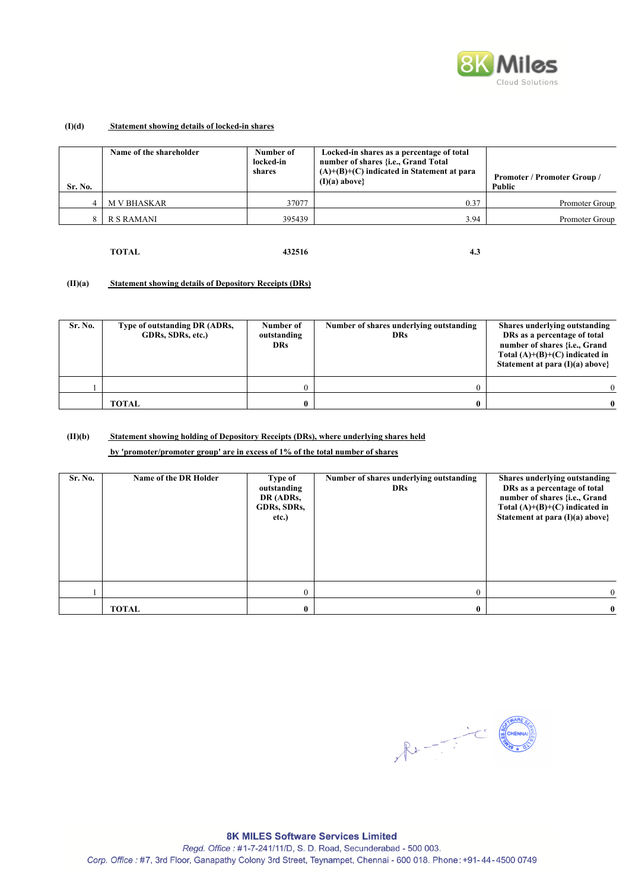**(I)(d)** **Statement showing details of locked-in shares**

| Sr. No. | Name of the shareholder | Number of locked-in shares | Locked-in shares as a percentage of total number of shares {i.e., Grand Total (A)+(B)+(C) indicated in Statement at para (I)(a) above} | Promoter / Promoter Group / Public |
|---|---|---|---|---|
| 4 | M V BHASKAR | 37077 | 0.37 | Promoter Group |
| 8 | R S RAMANI | 395439 | 3.94 | Promoter Group |
| | **TOTAL** | **432516** | **4.3** | |

**(II)(a)** **Statement showing details of Depository Receipts (DRs)**

| Sr. No. | Type of outstanding DR (ADRs, GDRs, SDRs, etc.) | Number of outstanding DRs | Number of shares underlying outstanding DRs | Shares underlying outstanding DRs as a percentage of total number of shares {i.e., Grand Total (A)+(B)+(C) indicated in Statement at para (I)(a) above} |
|---|---|---|---|---|
| 1 | | 0 | 0 | 0 |
| | **TOTAL** | **0** | **0** | **0** |

**(II)(b)** **Statement showing holding of Depository Receipts (DRs), where underlying shares held by 'promoter/promoter group' are in excess of 1% of the total number of shares**

| Sr. No. | Name of the DR Holder | Type of outstanding DR (ADRs, GDRs, SDRs, etc.) | Number of shares underlying outstanding DRs | Shares underlying outstanding DRs as a percentage of total number of shares {i.e., Grand Total (A)+(B)+(C) indicated in Statement at para (I)(a) above} |
|---|---|---|---|---|
| 1 | | 0 | 0 | 0 |
| | **TOTAL** | **0** | **0** | **0** |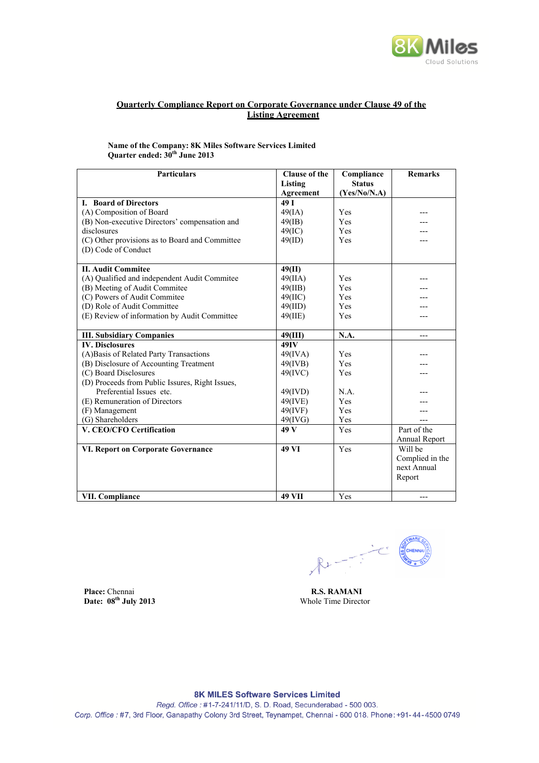## Quarterly Compliance Report on Corporate Governance under Clause 49 of the Listing Agreement

**Name of the Company: 8K Miles Software Services Limited**
**Quarter ended: 30th June 2013**

| Particulars | Clause of the Listing Agreement | Compliance Status (Yes/No/N.A) | Remarks |
|---|---|---|---|
| **I. Board of Directors** | **49 I** | | |
| (A) Composition of Board | 49(IA) | Yes | --- |
| (B) Non-executive Directors' compensation and disclosures | 49(IB) | Yes | --- |
| (C) Other provisions as to Board and Committee | 49(IC) | Yes | --- |
| (D) Code of Conduct | 49(ID) | Yes | --- |
| **II. Audit Commitee** | **49(II)** | | |
| (A) Qualified and independent Audit Commitee | 49(IIA) | Yes | --- |
| (B) Meeting of Audit Commitee | 49(IIB) | Yes | --- |
| (C) Powers of Audit Commitee | 49(IIC) | Yes | --- |
| (D) Role of Audit Committee | 49(IID) | Yes | --- |
| (E) Review of information by Audit Committee | 49(IIE) | Yes | --- |
| **III. Subsidiary Companies** | **49(III)** | **N.A.** | --- |
| **IV. Disclosures** | **49IV** | | |
| (A)Basis of Related Party Transactions | 49(IVA) | Yes | --- |
| (B) Disclosure of Accounting Treatment | 49(IVB) | Yes | --- |
| (C) Board Disclosures | 49(IVC) | Yes | --- |
| (D) Proceeds from Public Issues, Right Issues, Preferential Issues etc. | 49(IVD) | N.A. | --- |
| (E) Remuneration of Directors | 49(IVE) | Yes | --- |
| (F) Management | 49(IVF) | Yes | --- |
| (G) Shareholders | 49(IVG) | Yes | --- |
| **V. CEO/CFO Certification** | **49 V** | Yes | Part of the Annual Report |
| **VI. Report on Corporate Governance** | **49 VI** | Yes | Will be Complied in the next Annual Report |
| **VII. Compliance** | **49 VII** | Yes | --- |

**Place:** Chennai
**Date: 08th July 2013**

**R.S. RAMANI**
Whole Time Director

**8K MILES Software Services Limited**
*Regd. Office* : #1-7-241/11/D, S. D. Road, Secunderabad - 500 003.
*Corp. Office* : #7, 3rd Floor, Ganapathy Colony 3rd Street, Teynampet, Chennai - 600 018. Phone: +91-44-4500 0749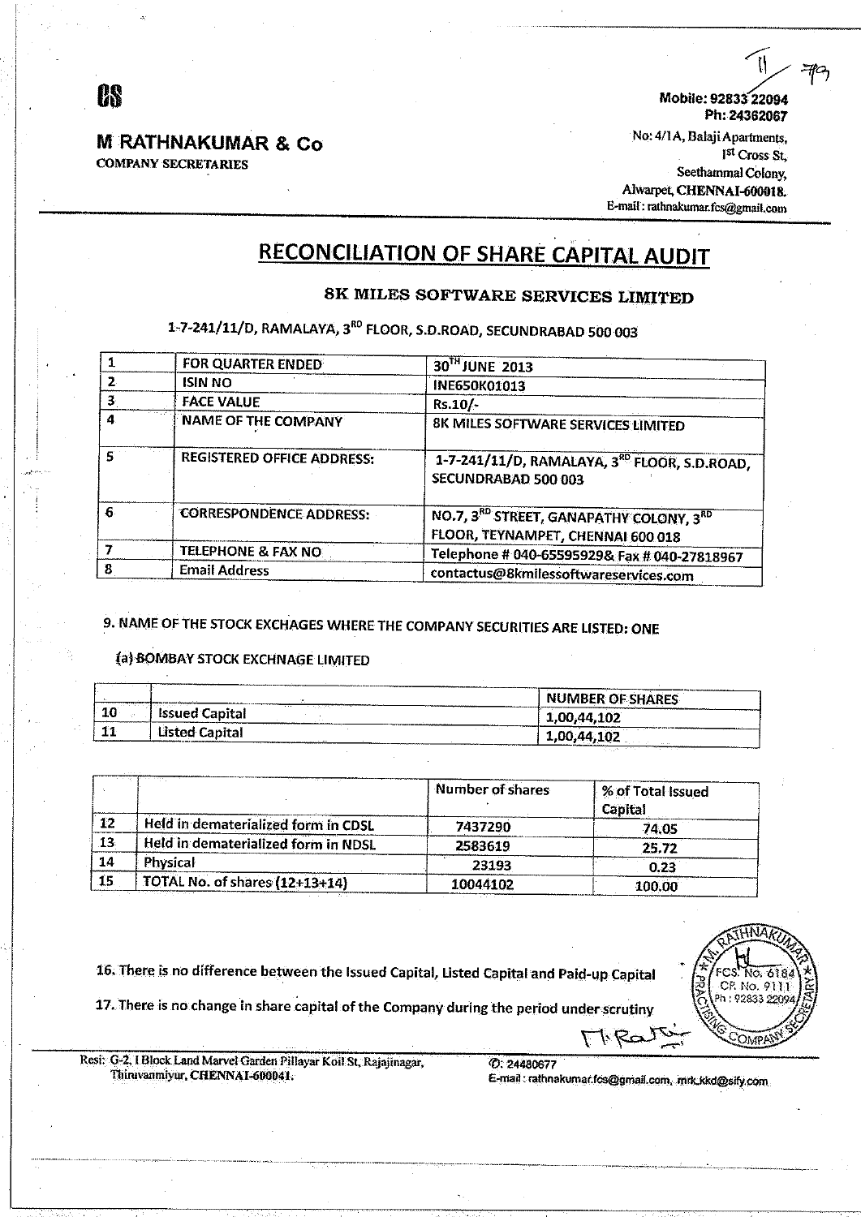CS

**M RATHNAKUMAR & Co**
COMPANY SECRETARIES

Mobile: 92833 22094
Ph: 24362067
No: 4/1A, Balaji Apartments,
1st Cross St,
Seethammal Colony,
Alwarpet, CHENNAI-600018.
E-mail: rathnakumar.fcs@gmail.com

# RECONCILIATION OF SHARE CAPITAL AUDIT

## 8K MILES SOFTWARE SERVICES LIMITED

1-7-241/11/D, RAMALAYA, 3RD FLOOR, S.D.ROAD, SECUNDRABAD 500 003

| | | |
|---|---|---|
| 1 | FOR QUARTER ENDED | 30TH JUNE 2013 |
| 2 | ISIN NO | INE650K01013 |
| 3 | FACE VALUE | Rs.10/- |
| 4 | NAME OF THE COMPANY | 8K MILES SOFTWARE SERVICES LIMITED |
| 5 | REGISTERED OFFICE ADDRESS: | 1-7-241/11/D, RAMALAYA, 3RD FLOOR, S.D.ROAD, SECUNDRABAD 500 003 |
| 6 | CORRESPONDENCE ADDRESS: | NO.7, 3RD STREET, GANAPATHY COLONY, 3RD FLOOR, TEYNAMPET, CHENNAI 600 018 |
| 7 | TELEPHONE & FAX NO | Telephone # 040-65595929& Fax # 040-27818967 |
| 8 | Email Address | contactus@8kmilessoftwareservices.com |

9. NAME OF THE STOCK EXCHAGES WHERE THE COMPANY SECURITIES ARE LISTED: ONE

(a) BOMBAY STOCK EXCHNAGE LIMITED

| | | NUMBER OF SHARES |
|---|---|---|
| 10 | Issued Capital | 1,00,44,102 |
| 11 | Listed Capital | 1,00,44,102 |

| | | Number of shares | % of Total Issued Capital |
|---|---|---|---|
| 12 | Held in dematerialized form in CDSL | 7437290 | 74.05 |
| 13 | Held in dematerialized form in NDSL | 2583619 | 25.72 |
| 14 | Physical | 23193 | 0.23 |
| 15 | TOTAL No. of shares (12+13+14) | 10044102 | 100.00 |

16. There is no difference between the Issued Capital, Listed Capital and Paid-up Capital

17. There is no change in share capital of the Company during the period under scrutiny

Resi: G-2, I Block Land Marvel Garden Pillayar Koil St, Rajajinagar, Thiruvanmiyur, CHENNAI-600041.

✆: 24480677
E-mail: rathnakumar.fcs@gmail.com, mrk_kkd@sify.com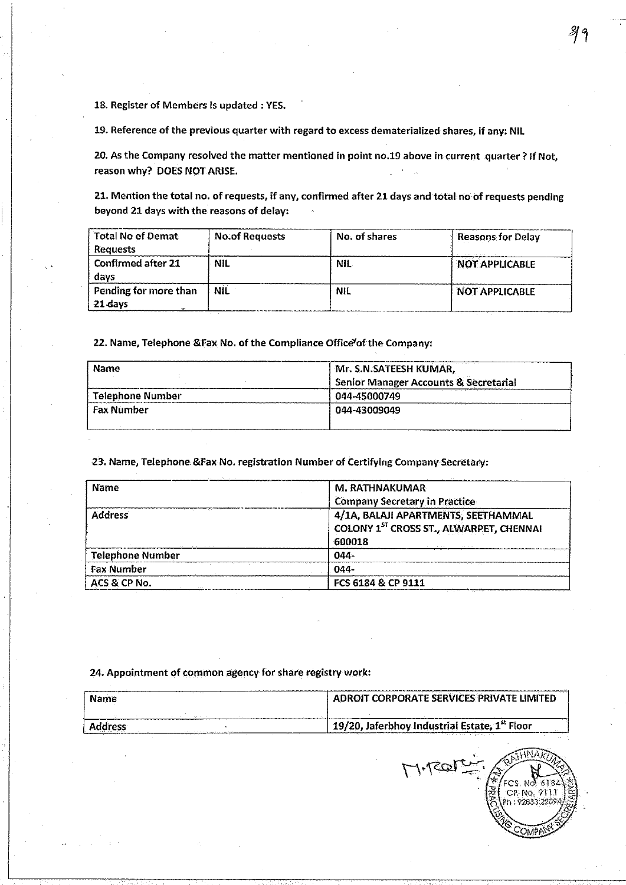18. Register of Members is updated : YES.

19. Reference of the previous quarter with regard to excess dematerialized shares, if any: NIL

20. As the Company resolved the matter mentioned in point no.19 above in current quarter ? If Not, reason why? DOES NOT ARISE.

21. Mention the total no. of requests, if any, confirmed after 21 days and total no of requests pending beyond 21 days with the reasons of delay:

| Total No of Demat Requests | No.of Requests | No. of shares | Reasons for Delay |
|---|---|---|---|
| Confirmed after 21 days | NIL | NIL | NOT APPLICABLE |
| Pending for more than 21 days | NIL | NIL | NOT APPLICABLE |

22. Name, Telephone &Fax No. of the Compliance Office of the Company:

| Name | Mr. S.N.SATEESH KUMAR, Senior Manager Accounts & Secretarial |
|---|---|
| Telephone Number | 044-45000749 |
| Fax Number | 044-43009049 |

23. Name, Telephone &Fax No. registration Number of Certifying Company Secretary:

| Name | M. RATHNAKUMAR Company Secretary in Practice |
|---|---|
| Address | 4/1A, BALAJI APARTMENTS, SEETHAMMAL COLONY 1ST CROSS ST., ALWARPET, CHENNAI 600018 |
| Telephone Number | 044- |
| Fax Number | 044- |
| ACS & CP No. | FCS 6184 & CP 9111 |

24. Appointment of common agency for share registry work:

| Name | ADROIT CORPORATE SERVICES PRIVATE LIMITED |
|---|---|
| Address | 19/20, Jaferbhoy Industrial Estate, 1st Floor |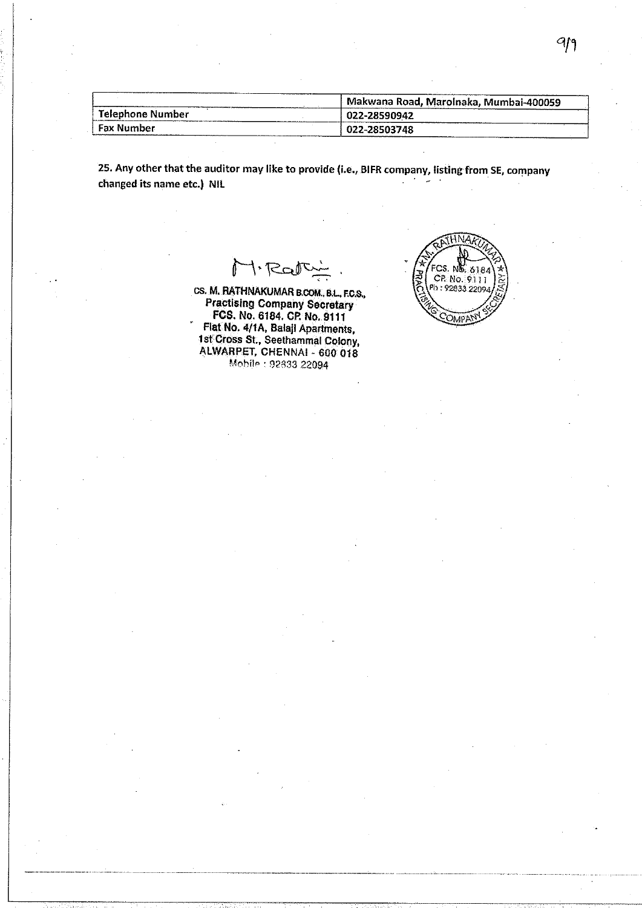| | |
|---|---|
| | Makwana Road, Marolnaka, Mumbai-400059 |
| Telephone Number | 022-28590942 |
| Fax Number | 022-28503748 |

25. Any other that the auditor may like to provide (i.e., BIFR company, listing from SE, company changed its name etc.) NIL

CS. M. RATHNAKUMAR B.COM., B.L., F.C.S.,
Practising Company Secretary
FCS. No. 6184. CP. No. 9111
Flat No. 4/1A, Balaji Apartments,
1st Cross St., Seethammal Colony,
ALWARPET, CHENNAI - 600 018
Mobile : 92833 22094